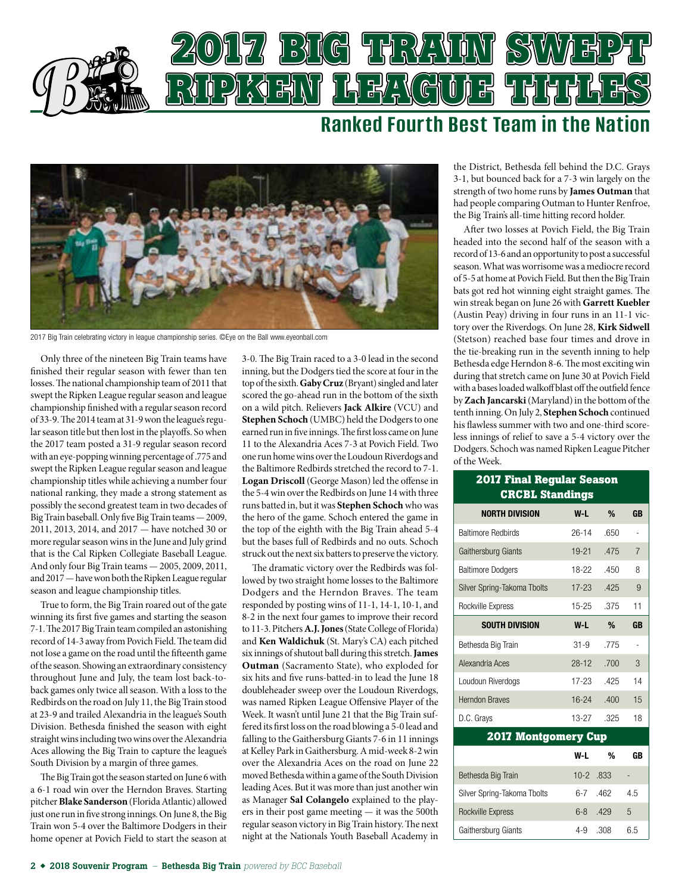# 2017 BIG TRAIN SWEPT RIPKEN LEAGUE TITLES

## Ranked Fourth Best Team in the Nation

2017 Big Train celebrating victory in league championship series. ©Eye on the Ball www.eyeonball.com

Only three of the nineteen Big Train teams have finished their regular season with fewer than ten losses. The national championship team of 2011 that swept the Ripken League regular season and league championship finished with a regular season record of 33-9. The 2014 team at 31-9 won the league's regular season title but then lost in the playoffs. So when the 2017 team posted a 31-9 regular season record with an eye-popping winning percentage of .775 and swept the Ripken League regular season and league championship titles while achieving a number four national ranking, they made a strong statement as possibly the second greatest team in two decades of Big Train baseball. Only five Big Train teams — 2009, 2011, 2013, 2014, and 2017 — have notched 30 or more regular season wins in the June and July grind that is the Cal Ripken Collegiate Baseball League. And only four Big Train teams — 2005, 2009, 2011, and 2017 — have won both the Ripken League regular season and league championship titles.

True to form, the Big Train roared out of the gate winning its first five games and starting the season 7-1. The 2017 Big Train team compiled an astonishing record of 14-3 away from Povich Field. The team did not lose a game on the road until the fifteenth game of the season. Showing an extraordinary consistency throughout June and July, the team lost back-to-back games only twice all season. With a loss to the Redbirds on the road on July 11, the Big Train stood at 23-9 and trailed Alexandria in the league's South Division. Bethesda finished the season with eight straight wins including two wins over the Alexandria Aces allowing the Big Train to capture the league's South Division by a margin of three games.

The Big Train got the season started on June 6 with a 6-1 road win over the Herndon Braves. Starting pitcher **Blake Sanderson** (Florida Atlantic) allowed just one run in five strong innings. On June 8, the Big Train won 5-4 over the Baltimore Dodgers in their home opener at Povich Field to start the season at 3-0. The Big Train raced to a 3-0 lead in the second inning, but the Dodgers tied the score at four in the top of the sixth. **Gaby Cruz** (Bryant) singled and later scored the go-ahead run in the bottom of the sixth on a wild pitch. Relievers **Jack Alkire** (VCU) and **Stephen Schoch** (UMBC) held the Dodgers to one earned run in five innings. The first loss came on June 11 to the Alexandria Aces 7-3 at Povich Field. Two one run home wins over the Loudoun Riverdogs and the Baltimore Redbirds stretched the record to 7-1. **Logan Driscoll** (George Mason) led the offense in the 5-4 win over the Redbirds on June 14 with three runs batted in, but it was **Stephen Schoch** who was the hero of the game. Schoch entered the game in the top of the eighth with the Big Train ahead 5-4 but the bases full of Redbirds and no outs. Schoch struck out the next six batters to preserve the victory.

The dramatic victory over the Redbirds was followed by two straight home losses to the Baltimore Dodgers and the Herndon Braves. The team responded by posting wins of 11-1, 14-1, 10-1, and 8-2 in the next four games to improve their record to 11-3. Pitchers **A.J. Jones** (State College of Florida) and **Ken Waldichuk** (St. Mary's CA) each pitched six innings of shutout ball during this stretch. **James Outman** (Sacramento State), who exploded for six hits and five runs-batted-in to lead the June 18 doubleheader sweep over the Loudoun Riverdogs, was named Ripken League Offensive Player of the Week. It wasn't until June 21 that the Big Train suffered its first loss on the road blowing a 5-0 lead and falling to the Gaithersburg Giants 7-6 in 11 innings at Kelley Park in Gaithersburg. A mid-week 8-2 win over the Alexandria Aces on the road on June 22 moved Bethesda within a game of the South Division leading Aces. But it was more than just another win as Manager **Sal Colangelo** explained to the players in their post game meeting — it was the 500th regular season victory in Big Train history. The next night at the Nationals Youth Baseball Academy in the District, Bethesda fell behind the D.C. Grays 3-1, but bounced back for a 7-3 win largely on the strength of two home runs by **James Outman** that had people comparing Outman to Hunter Renfroe, the Big Train's all-time hitting record holder.

After two losses at Povich Field, the Big Train headed into the second half of the season with a record of 13-6 and an opportunity to post a successful season. What was worrisome was a mediocre record of 5-5 at home at Povich Field. But then the Big Train bats got red hot winning eight straight games. The win streak began on June 26 with **Garrett Kuebler** (Austin Peay) driving in four runs in an 11-1 victory over the Riverdogs. On June 28, **Kirk Sidwell** (Stetson) reached base four times and drove in the tie-breaking run in the seventh inning to help Bethesda edge Herndon 8-6. The most exciting win during that stretch came on June 30 at Povich Field with a bases loaded walkoff blast off the outfield fence by **Zach Jancarski** (Maryland) in the bottom of the tenth inning. On July 2, **Stephen Schoch** continued his flawless summer with two and one-third scoreless innings of relief to save a 5-4 victory over the Dodgers. Schoch was named Ripken League Pitcher of the Week.

**2017 Final Regular Season CRCBL Standings**

| NORTH DIVISION | W-L | % | GB |
|---|---|---|---|
| Baltimore Redbirds | 26-14 | .650 | - |
| Gaithersburg Giants | 19-21 | .475 | 7 |
| Baltimore Dodgers | 18-22 | .450 | 8 |
| Silver Spring-Takoma Tbolts | 17-23 | .425 | 9 |
| Rockville Express | 15-25 | .375 | 11 |
| **SOUTH DIVISION** | **W-L** | **%** | **GB** |
| Bethesda Big Train | 31-9 | .775 | - |
| Alexandria Aces | 28-12 | .700 | 3 |
| Loudoun Riverdogs | 17-23 | .425 | 14 |
| Herndon Braves | 16-24 | .400 | 15 |
| D.C. Grays | 13-27 | .325 | 18 |

**2017 Montgomery Cup**

| | W-L | % | GB |
|---|---|---|---|
| Bethesda Big Train | 10-2 | .833 | - |
| Silver Spring-Takoma Tbolts | 6-7 | .462 | 4.5 |
| Rockville Express | 6-8 | .429 | 5 |
| Gaithersburg Giants | 4-9 | .308 | 6.5 |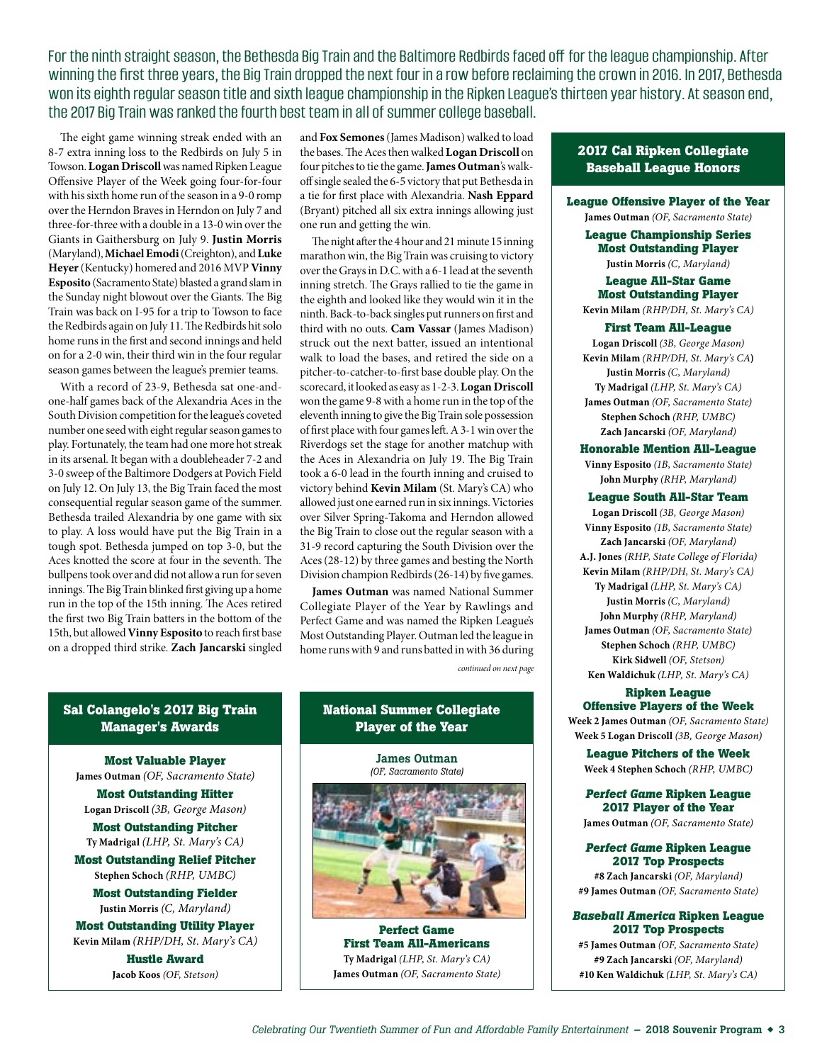For the ninth straight season, the Bethesda Big Train and the Baltimore Redbirds faced off for the league championship. After winning the first three years, the Big Train dropped the next four in a row before reclaiming the crown in 2016. In 2017, Bethesda won its eighth regular season title and sixth league championship in the Ripken League's thirteen year history. At season end, the 2017 Big Train was ranked the fourth best team in all of summer college baseball.

The eight game winning streak ended with an 8-7 extra inning loss to the Redbirds on July 5 in Towson. **Logan Driscoll** was named Ripken League Offensive Player of the Week going four-for-four with his sixth home run of the season in a 9-0 romp over the Herndon Braves in Herndon on July 7 and three-for-three with a double in a 13-0 win over the Giants in Gaithersburg on July 9. **Justin Morris** (Maryland), **Michael Emodi** (Creighton), and **Luke Heyer** (Kentucky) homered and 2016 MVP **Vinny Esposito** (Sacramento State) blasted a grand slam in the Sunday night blowout over the Giants. The Big Train was back on I-95 for a trip to Towson to face the Redbirds again on July 11. The Redbirds hit solo home runs in the first and second innings and held on for a 2-0 win, their third win in the four regular season games between the league's premier teams.

With a record of 23-9, Bethesda sat one-and-one-half games back of the Alexandria Aces in the South Division competition for the league's coveted number one seed with eight regular season games to play. Fortunately, the team had one more hot streak in its arsenal. It began with a doubleheader 7-2 and 3-0 sweep of the Baltimore Dodgers at Povich Field on July 12. On July 13, the Big Train faced the most consequential regular season game of the summer. Bethesda trailed Alexandria by one game with six to play. A loss would have put the Big Train in a tough spot. Bethesda jumped on top 3-0, but the Aces knotted the score at four in the seventh. The bullpens took over and did not allow a run for seven innings. The Big Train blinked first giving up a home run in the top of the 15th inning. The Aces retired the first two Big Train batters in the bottom of the 15th, but allowed **Vinny Esposito** to reach first base on a dropped third strike. **Zach Jancarski** singled and **Fox Semones** (James Madison) walked to load the bases. The Aces then walked **Logan Driscoll** on four pitches to tie the game. **James Outman**'s walk-off single sealed the 6-5 victory that put Bethesda in a tie for first place with Alexandria. **Nash Eppard** (Bryant) pitched all six extra innings allowing just one run and getting the win.

The night after the 4 hour and 21 minute 15 inning marathon win, the Big Train was cruising to victory over the Grays in D.C. with a 6-1 lead at the seventh inning stretch. The Grays rallied to tie the game in the eighth and looked like they would win it in the ninth. Back-to-back singles put runners on first and third with no outs. **Cam Vassar** (James Madison) struck out the next batter, issued an intentional walk to load the bases, and retired the side on a pitcher-to-catcher-to-first base double play. On the scorecard, it looked as easy as 1-2-3. **Logan Driscoll** won the game 9-8 with a home run in the top of the eleventh inning to give the Big Train sole possession of first place with four games left. A 3-1 win over the Riverdogs set the stage for another matchup with the Aces in Alexandria on July 19. The Big Train took a 6-0 lead in the fourth inning and cruised to victory behind **Kevin Milam** (St. Mary's CA) who allowed just one earned run in six innings. Victories over Silver Spring-Takoma and Herndon allowed the Big Train to close out the regular season with a 31-9 record capturing the South Division over the Aces (28-12) by three games and besting the North Division champion Redbirds (26-14) by five games.

**James Outman** was named National Summer Collegiate Player of the Year by Rawlings and Perfect Game and was named the Ripken League's Most Outstanding Player. Outman led the league in home runs with 9 and runs batted in with 36 during

*continued on next page*

## 2017 Cal Ripken Collegiate Baseball League Honors

**League Offensive Player of the Year**
**James Outman** *(OF, Sacramento State)*

**League Championship Series Most Outstanding Player**
**Justin Morris** *(C, Maryland)*

**League All-Star Game Most Outstanding Player**
**Kevin Milam** *(RHP/DH, St. Mary's CA)*

**First Team All-League**
**Logan Driscoll** *(3B, George Mason)*
**Kevin Milam** *(RHP/DH, St. Mary's CA)*
**Justin Morris** *(C, Maryland)*
**Ty Madrigal** *(LHP, St. Mary's CA)*
**James Outman** *(OF, Sacramento State)*
**Stephen Schoch** *(RHP, UMBC)*
**Zach Jancarski** *(OF, Maryland)*

**Honorable Mention All-League**
**Vinny Esposito** *(1B, Sacramento State)*
**John Murphy** *(RHP, Maryland)*

**League South All-Star Team**
**Logan Driscoll** *(3B, George Mason)*
**Vinny Esposito** *(1B, Sacramento State)*
**Zach Jancarski** *(OF, Maryland)*
**A.J. Jones** *(RHP, State College of Florida)*
**Kevin Milam** *(RHP/DH, St. Mary's CA)*
**Ty Madrigal** *(LHP, St. Mary's CA)*
**Justin Morris** *(C, Maryland)*
**John Murphy** *(RHP, Maryland)*
**James Outman** *(OF, Sacramento State)*
**Stephen Schoch** *(RHP, UMBC)*
**Kirk Sidwell** *(OF, Stetson)*
**Ken Waldichuk** *(LHP, St. Mary's CA)*

**Ripken League Offensive Players of the Week**
**Week 2 James Outman** *(OF, Sacramento State)*
**Week 5 Logan Driscoll** *(3B, George Mason)*

**League Pitchers of the Week**
**Week 4 Stephen Schoch** *(RHP, UMBC)*

***Perfect Game* Ripken League 2017 Player of the Year**
**James Outman** *(OF, Sacramento State)*

***Perfect Game* Ripken League 2017 Top Prospects**
**#8 Zach Jancarski** *(OF, Maryland)*
**#9 James Outman** *(OF, Sacramento State)*

***Baseball America* Ripken League 2017 Top Prospects**
**#5 James Outman** *(OF, Sacramento State)*
**#9 Zach Jancarski** *(OF, Maryland)*
**#10 Ken Waldichuk** *(LHP, St. Mary's CA)*

## Sal Colangelo's 2017 Big Train Manager's Awards

**Most Valuable Player**
**James Outman** *(OF, Sacramento State)*

**Most Outstanding Hitter**
**Logan Driscoll** *(3B, George Mason)*

**Most Outstanding Pitcher**
**Ty Madrigal** *(LHP, St. Mary's CA)*

**Most Outstanding Relief Pitcher**
**Stephen Schoch** *(RHP, UMBC)*

**Most Outstanding Fielder**
**Justin Morris** *(C, Maryland)*

**Most Outstanding Utility Player**
**Kevin Milam** *(RHP/DH, St. Mary's CA)*

**Hustle Award**
**Jacob Koos** *(OF, Stetson)*

## National Summer Collegiate Player of the Year

**James Outman**
*(OF, Sacramento State)*

**Perfect Game First Team All-Americans**
**Ty Madrigal** *(LHP, St. Mary's CA)*
**James Outman** *(OF, Sacramento State)*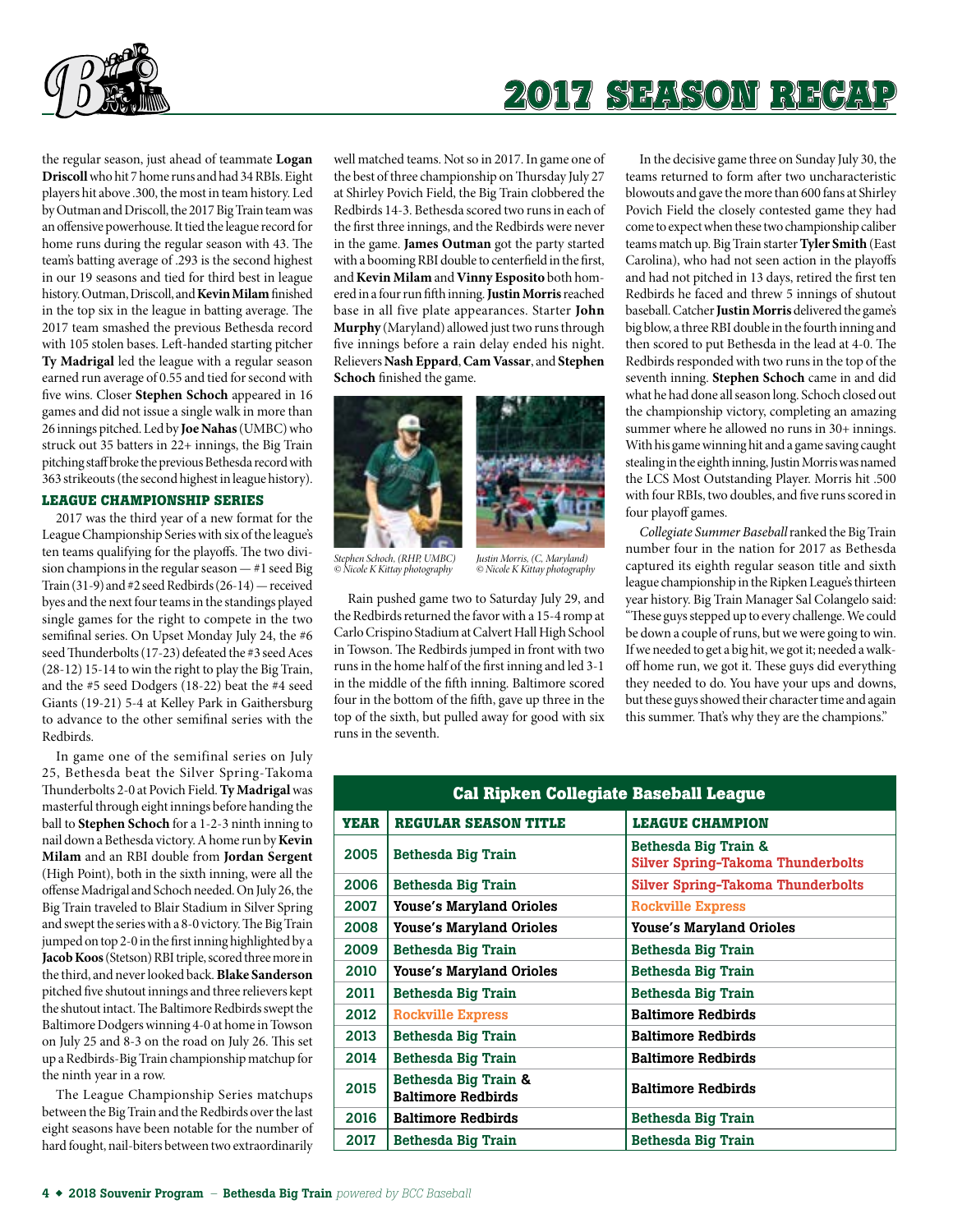# 2017 SEASON RECAP

the regular season, just ahead of teammate **Logan Driscoll** who hit 7 home runs and had 34 RBIs. Eight players hit above .300, the most in team history. Led by Outman and Driscoll, the 2017 Big Train team was an offensive powerhouse. It tied the league record for home runs during the regular season with 43. The team's batting average of .293 is the second highest in our 19 seasons and tied for third best in league history. Outman, Driscoll, and **Kevin Milam** finished in the top six in the league in batting average. The 2017 team smashed the previous Bethesda record with 105 stolen bases. Left-handed starting pitcher **Ty Madrigal** led the league with a regular season earned run average of 0.55 and tied for second with five wins. Closer **Stephen Schoch** appeared in 16 games and did not issue a single walk in more than 26 innings pitched. Led by **Joe Nahas** (UMBC) who struck out 35 batters in 22+ innings, the Big Train pitching staff broke the previous Bethesda record with 363 strikeouts (the second highest in league history).

## LEAGUE CHAMPIONSHIP SERIES

2017 was the third year of a new format for the League Championship Series with six of the league's ten teams qualifying for the playoffs. The two division champions in the regular season — #1 seed Big Train (31-9) and #2 seed Redbirds (26-14) — received byes and the next four teams in the standings played single games for the right to compete in the two semifinal series. On Upset Monday July 24, the #6 seed Thunderbolts (17-23) defeated the #3 seed Aces (28-12) 15-14 to win the right to play the Big Train, and the #5 seed Dodgers (18-22) beat the #4 seed Giants (19-21) 5-4 at Kelley Park in Gaithersburg to advance to the other semifinal series with the Redbirds.

In game one of the semifinal series on July 25, Bethesda beat the Silver Spring-Takoma Thunderbolts 2-0 at Povich Field. **Ty Madrigal** was masterful through eight innings before handing the ball to **Stephen Schoch** for a 1-2-3 ninth inning to nail down a Bethesda victory. A home run by **Kevin Milam** and an RBI double from **Jordan Sergent** (High Point), both in the sixth inning, were all the offense Madrigal and Schoch needed. On July 26, the Big Train traveled to Blair Stadium in Silver Spring and swept the series with a 8-0 victory. The Big Train jumped on top 2-0 in the first inning highlighted by a **Jacob Koos** (Stetson) RBI triple, scored three more in the third, and never looked back. **Blake Sanderson** pitched five shutout innings and three relievers kept the shutout intact. The Baltimore Redbirds swept the Baltimore Dodgers winning 4-0 at home in Towson on July 25 and 8-3 on the road on July 26. This set up a Redbirds-Big Train championship matchup for the ninth year in a row.

The League Championship Series matchups between the Big Train and the Redbirds over the last eight seasons have been notable for the number of hard fought, nail-biters between two extraordinarily well matched teams. Not so in 2017. In game one of the best of three championship on Thursday July 27 at Shirley Povich Field, the Big Train clobbered the Redbirds 14-3. Bethesda scored two runs in each of the first three innings, and the Redbirds were never in the game. **James Outman** got the party started with a booming RBI double to centerfield in the first, and **Kevin Milam** and **Vinny Esposito** both homered in a four run fifth inning. **Justin Morris** reached base in all five plate appearances. Starter **John Murphy** (Maryland) allowed just two runs through five innings before a rain delay ended his night. Relievers **Nash Eppard**, **Cam Vassar**, and **Stephen Schoch** finished the game.

*Stephen Schoch, (RHP, UMBC) © Nicole K Kittay photography*

*Justin Morris, (C, Maryland) © Nicole K Kittay photography*

Rain pushed game two to Saturday July 29, and the Redbirds returned the favor with a 15-4 romp at Carlo Crispino Stadium at Calvert Hall High School in Towson. The Redbirds jumped in front with two runs in the home half of the first inning and led 3-1 in the middle of the fifth inning. Baltimore scored four in the bottom of the fifth, gave up three in the top of the sixth, but pulled away for good with six runs in the seventh.

In the decisive game three on Sunday July 30, the teams returned to form after two uncharacteristic blowouts and gave the more than 600 fans at Shirley Povich Field the closely contested game they had come to expect when these two championship caliber teams match up. Big Train starter **Tyler Smith** (East Carolina), who had not seen action in the playoffs and had not pitched in 13 days, retired the first ten Redbirds he faced and threw 5 innings of shutout baseball. Catcher **Justin Morris** delivered the game's big blow, a three RBI double in the fourth inning and then scored to put Bethesda in the lead at 4-0. The Redbirds responded with two runs in the top of the seventh inning. **Stephen Schoch** came in and did what he had done all season long. Schoch closed out the championship victory, completing an amazing summer where he allowed no runs in 30+ innings. With his game winning hit and a game saving caught stealing in the eighth inning, Justin Morris was named the LCS Most Outstanding Player. Morris hit .500 with four RBIs, two doubles, and five runs scored in four playoff games.

*Collegiate Summer Baseball* ranked the Big Train number four in the nation for 2017 as Bethesda captured its eighth regular season title and sixth league championship in the Ripken League's thirteen year history. Big Train Manager Sal Colangelo said: "These guys stepped up to every challenge. We could be down a couple of runs, but we were going to win. If we needed to get a big hit, we got it; needed a walk-off home run, we got it. These guys did everything they needed to do. You have your ups and downs, but these guys showed their character time and again this summer. That's why they are the champions."

**Cal Ripken Collegiate Baseball League**

| YEAR | REGULAR SEASON TITLE | LEAGUE CHAMPION |
|---|---|---|
| 2005 | Bethesda Big Train | Bethesda Big Train & Silver Spring-Takoma Thunderbolts |
| 2006 | Bethesda Big Train | Silver Spring-Takoma Thunderbolts |
| 2007 | Youse's Maryland Orioles | Rockville Express |
| 2008 | Youse's Maryland Orioles | Youse's Maryland Orioles |
| 2009 | Bethesda Big Train | Bethesda Big Train |
| 2010 | Youse's Maryland Orioles | Bethesda Big Train |
| 2011 | Bethesda Big Train | Bethesda Big Train |
| 2012 | Rockville Express | Baltimore Redbirds |
| 2013 | Bethesda Big Train | Baltimore Redbirds |
| 2014 | Bethesda Big Train | Baltimore Redbirds |
| 2015 | Bethesda Big Train & Baltimore Redbirds | Baltimore Redbirds |
| 2016 | Baltimore Redbirds | Bethesda Big Train |
| 2017 | Bethesda Big Train | Bethesda Big Train |